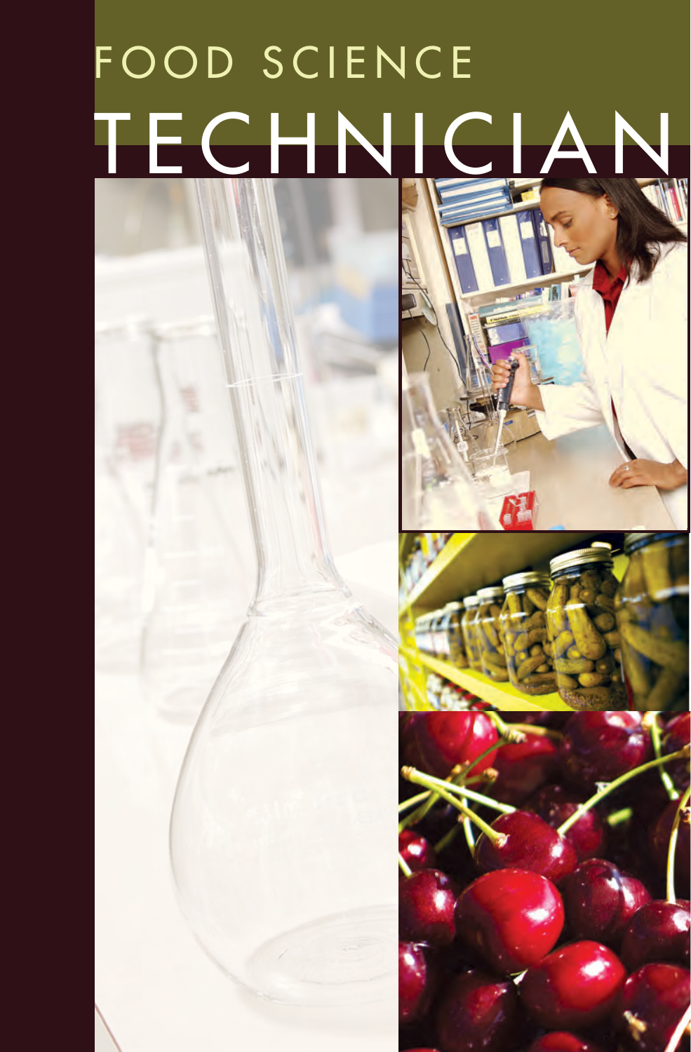# FOOD SCIENCE TECHNICIAN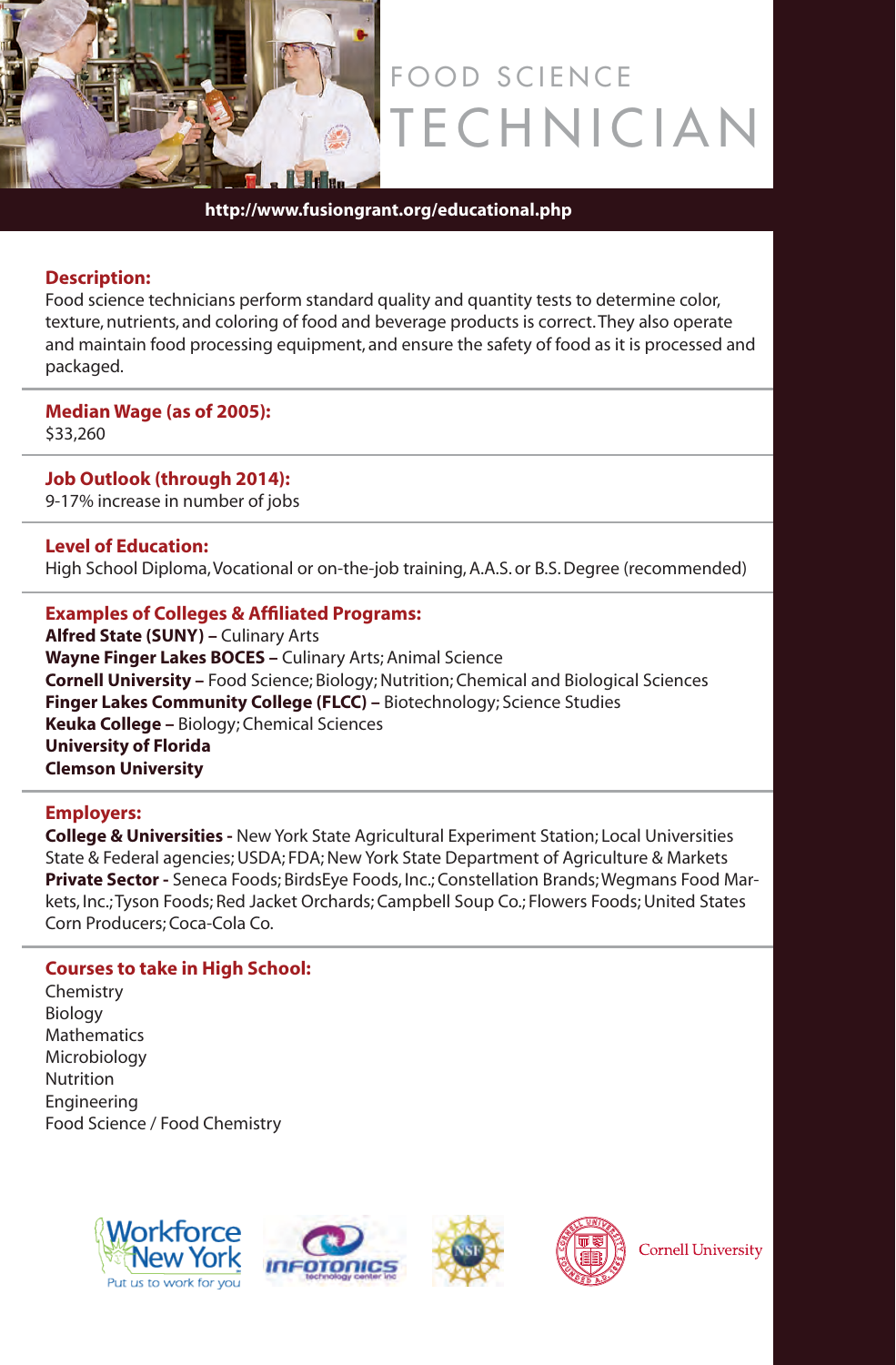# FOOD SCIENCE TECHNICIAN

http://www.fusiongrant.org/educational.php

## Description:

Food science technicians perform standard quality and quantity tests to determine color, texture, nutrients, and coloring of food and beverage products is correct. They also operate and maintain food processing equipment, and ensure the safety of food as it is processed and packaged.

## Median Wage (as of 2005):

$33,260

## Job Outlook (through 2014):

9-17% increase in number of jobs

## Level of Education:

High School Diploma, Vocational or on-the-job training, A.A.S. or B.S. Degree (recommended)

## Examples of Colleges & Affiliated Programs:

**Alfred State (SUNY) –** Culinary Arts
**Wayne Finger Lakes BOCES –** Culinary Arts; Animal Science
**Cornell University –** Food Science; Biology; Nutrition; Chemical and Biological Sciences
**Finger Lakes Community College (FLCC) –** Biotechnology; Science Studies
**Keuka College –** Biology; Chemical Sciences
**University of Florida**
**Clemson University**

## Employers:

**College & Universities -** New York State Agricultural Experiment Station; Local Universities
State & Federal agencies; USDA; FDA; New York State Department of Agriculture & Markets
**Private Sector -** Seneca Foods; BirdsEye Foods, Inc.; Constellation Brands; Wegmans Food Markets, Inc.; Tyson Foods; Red Jacket Orchards; Campbell Soup Co.; Flowers Foods; United States Corn Producers; Coca-Cola Co.

## Courses to take in High School:

Chemistry
Biology
Mathematics
Microbiology
Nutrition
Engineering
Food Science / Food Chemistry

Workforce New York — Put us to work for you
INFOTONICS technology center inc
NSF
Cornell University